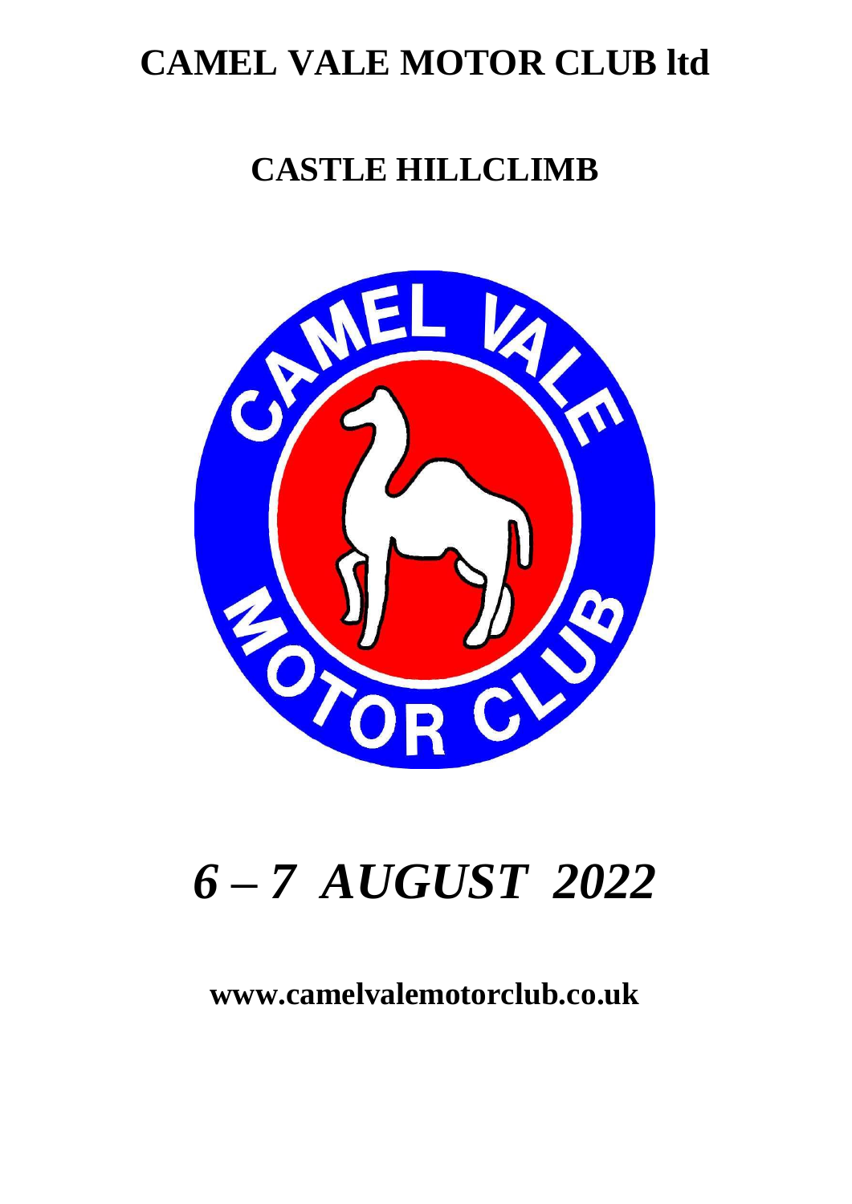# CAMEL VALE MOTOR CLUB ltd

## CASTLE HILLCLIMB

# *6 – 7 AUGUST 2022*

**www.camelvalemotorclub.co.uk**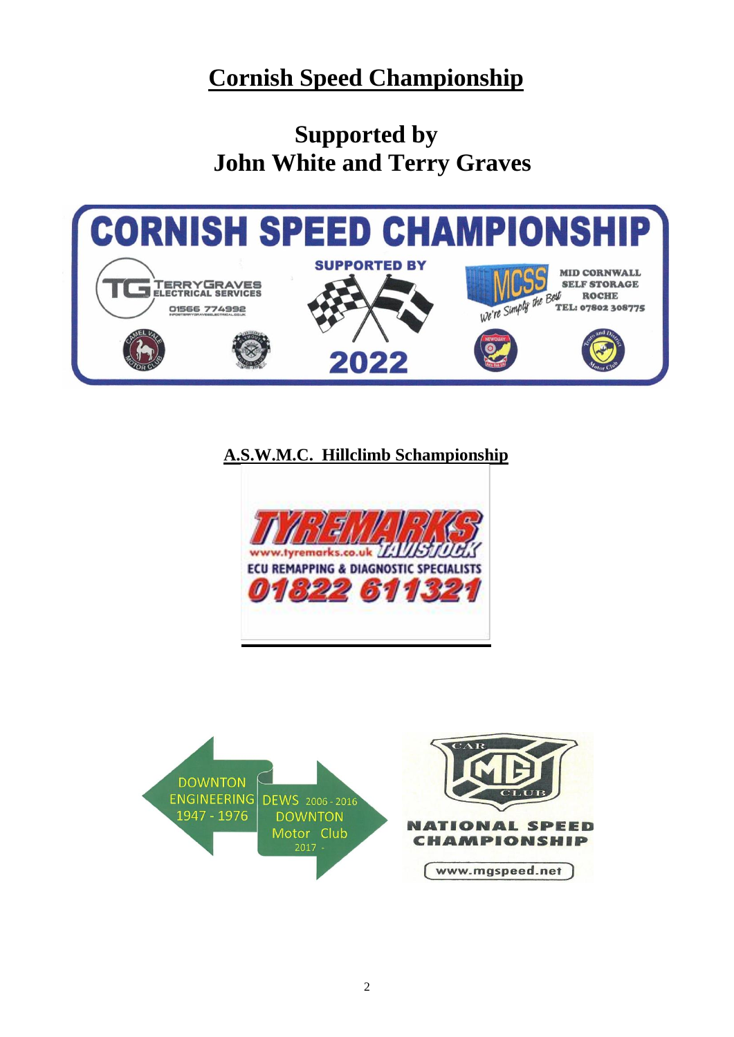# Cornish Speed Championship

## Supported by
## John White and Terry Graves

CORNISH SPEED CHAMPIONSHIP

SUPPORTED BY

TG TERRYGRAVES ELECTRICAL SERVICES 01566 774992

MCSS We're Simply the Best MID CORNWALL SELF STORAGE ROCHE TEL: 07802 308775

2022

**A.S.W.M.C. Hillclimb Schampionship**

TYREMARKS TAVISTOCK www.tyremarks.co.uk

ECU REMAPPING & DIAGNOSTIC SPECIALISTS

01822 611321

DOWNTON ENGINEERING 1947 - 1976

DEWS 2006 - 2016

DOWNTON Motor Club 2017 -

CAR MG CLUB

NATIONAL SPEED CHAMPIONSHIP

www.mgspeed.net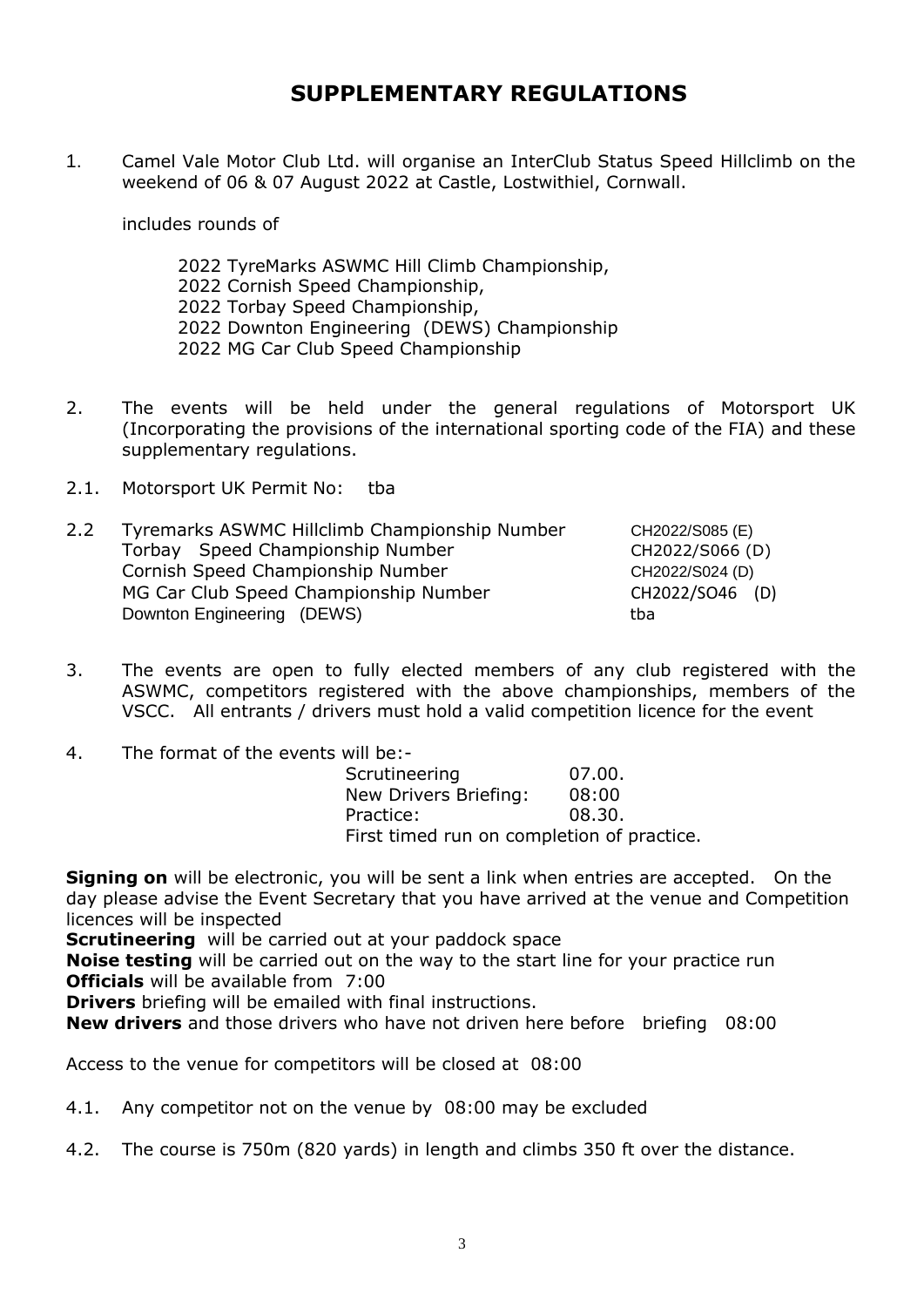# SUPPLEMENTARY REGULATIONS

1. Camel Vale Motor Club Ltd. will organise an InterClub Status Speed Hillclimb on the weekend of 06 & 07 August 2022 at Castle, Lostwithiel, Cornwall.

   includes rounds of

   2022 TyreMarks ASWMC Hill Climb Championship,
   2022 Cornish Speed Championship,
   2022 Torbay Speed Championship,
   2022 Downton Engineering (DEWS) Championship
   2022 MG Car Club Speed Championship

2. The events will be held under the general regulations of Motorsport UK (Incorporating the provisions of the international sporting code of the FIA) and these supplementary regulations.

2.1. Motorsport UK Permit No: tba

2.2

| | |
|---|---|
| Tyremarks ASWMC Hillclimb Championship Number | CH2022/S085 (E) |
| Torbay Speed Championship Number | CH2022/S066 (D) |
| Cornish Speed Championship Number | CH2022/S024 (D) |
| MG Car Club Speed Championship Number | CH2022/SO46 (D) |
| Downton Engineering (DEWS) | tba |

3. The events are open to fully elected members of any club registered with the ASWMC, competitors registered with the above championships, members of the VSCC. All entrants / drivers must hold a valid competition licence for the event

4. The format of the events will be:-

| | |
|---|---|
| Scrutineering | 07.00. |
| New Drivers Briefing: | 08:00 |
| Practice: | 08.30. |

First timed run on completion of practice.

**Signing on** will be electronic, you will be sent a link when entries are accepted. On the day please advise the Event Secretary that you have arrived at the venue and Competition licences will be inspected
**Scrutineering** will be carried out at your paddock space
**Noise testing** will be carried out on the way to the start line for your practice run
**Officials** will be available from 7:00
**Drivers** briefing will be emailed with final instructions.
**New drivers** and those drivers who have not driven here before briefing 08:00

Access to the venue for competitors will be closed at 08:00

4.1. Any competitor not on the venue by 08:00 may be excluded

4.2. The course is 750m (820 yards) in length and climbs 350 ft over the distance.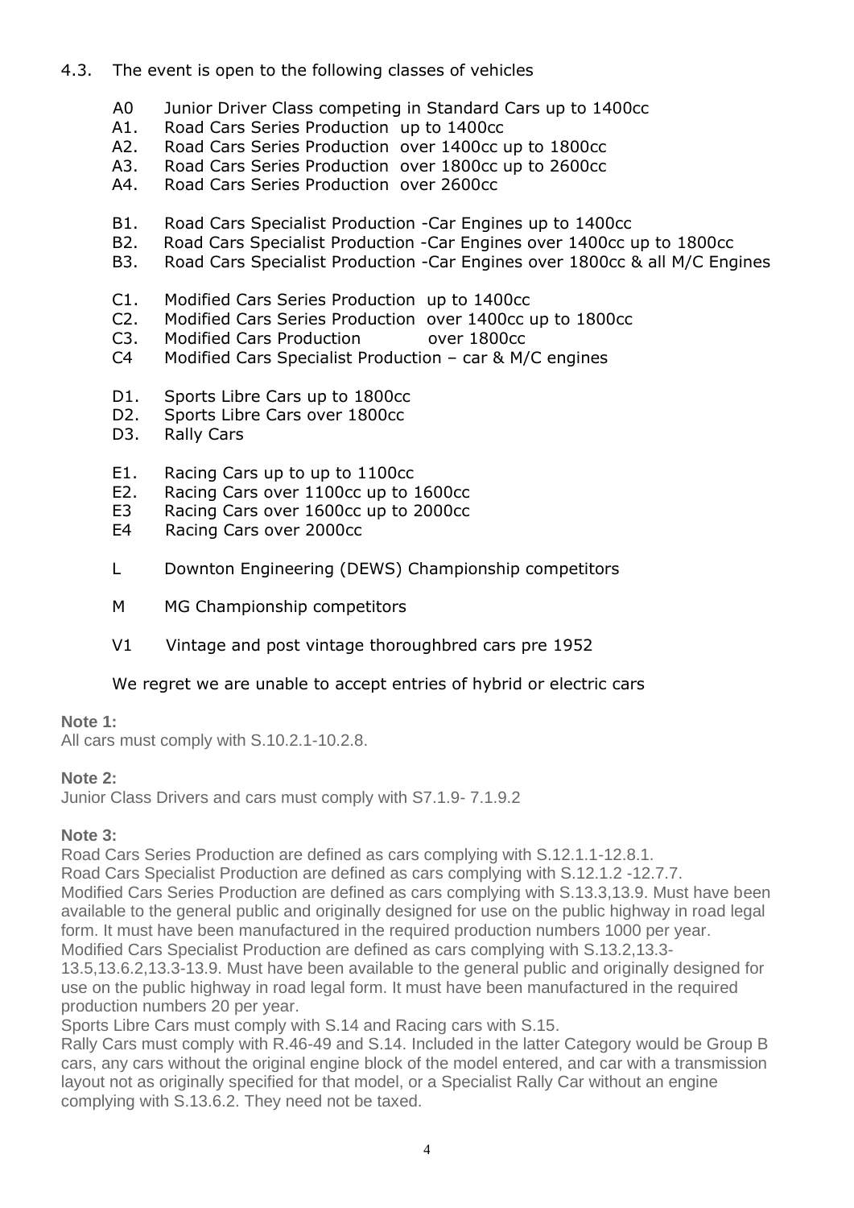4.3. The event is open to the following classes of vehicles

- A0 Junior Driver Class competing in Standard Cars up to 1400cc
- A1. Road Cars Series Production up to 1400cc
- A2. Road Cars Series Production over 1400cc up to 1800cc
- A3. Road Cars Series Production over 1800cc up to 2600cc
- A4. Road Cars Series Production over 2600cc

- B1. Road Cars Specialist Production -Car Engines up to 1400cc
- B2. Road Cars Specialist Production -Car Engines over 1400cc up to 1800cc
- B3. Road Cars Specialist Production -Car Engines over 1800cc & all M/C Engines

- C1. Modified Cars Series Production up to 1400cc
- C2. Modified Cars Series Production over 1400cc up to 1800cc
- C3. Modified Cars Production over 1800cc
- C4 Modified Cars Specialist Production – car & M/C engines

- D1. Sports Libre Cars up to 1800cc
- D2. Sports Libre Cars over 1800cc
- D3. Rally Cars

- E1. Racing Cars up to up to 1100cc
- E2. Racing Cars over 1100cc up to 1600cc
- E3 Racing Cars over 1600cc up to 2000cc
- E4 Racing Cars over 2000cc

- L Downton Engineering (DEWS) Championship competitors

- M MG Championship competitors

- V1 Vintage and post vintage thoroughbred cars pre 1952

We regret we are unable to accept entries of hybrid or electric cars

**Note 1:**
All cars must comply with S.10.2.1-10.2.8.

**Note 2:**
Junior Class Drivers and cars must comply with S7.1.9- 7.1.9.2

**Note 3:**
Road Cars Series Production are defined as cars complying with S.12.1.1-12.8.1.
Road Cars Specialist Production are defined as cars complying with S.12.1.2 -12.7.7.
Modified Cars Series Production are defined as cars complying with S.13.3,13.9. Must have been available to the general public and originally designed for use on the public highway in road legal form. It must have been manufactured in the required production numbers 1000 per year.
Modified Cars Specialist Production are defined as cars complying with S.13.2,13.3-13.5,13.6.2,13.3-13.9. Must have been available to the general public and originally designed for use on the public highway in road legal form. It must have been manufactured in the required production numbers 20 per year.
Sports Libre Cars must comply with S.14 and Racing cars with S.15.
Rally Cars must comply with R.46-49 and S.14. Included in the latter Category would be Group B cars, any cars without the original engine block of the model entered, and car with a transmission layout not as originally specified for that model, or a Specialist Rally Car without an engine complying with S.13.6.2. They need not be taxed.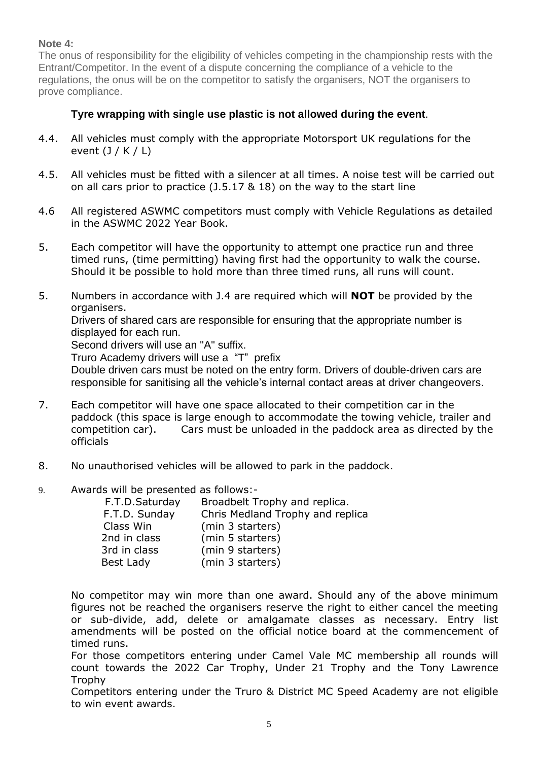**Note 4:**

The onus of responsibility for the eligibility of vehicles competing in the championship rests with the Entrant/Competitor. In the event of a dispute concerning the compliance of a vehicle to the regulations, the onus will be on the competitor to satisfy the organisers, NOT the organisers to prove compliance.

**Tyre wrapping with single use plastic is not allowed during the event**.

4.4. All vehicles must comply with the appropriate Motorsport UK regulations for the event (J / K / L)

4.5. All vehicles must be fitted with a silencer at all times. A noise test will be carried out on all cars prior to practice (J.5.17 & 18) on the way to the start line

4.6 All registered ASWMC competitors must comply with Vehicle Regulations as detailed in the ASWMC 2022 Year Book.

5. Each competitor will have the opportunity to attempt one practice run and three timed runs, (time permitting) having first had the opportunity to walk the course. Should it be possible to hold more than three timed runs, all runs will count.

5. Numbers in accordance with J.4 are required which will **NOT** be provided by the organisers.
Drivers of shared cars are responsible for ensuring that the appropriate number is displayed for each run.
Second drivers will use an "A" suffix.
Truro Academy drivers will use a "T" prefix
Double driven cars must be noted on the entry form. Drivers of double-driven cars are responsible for sanitising all the vehicle's internal contact areas at driver changeovers.

7. Each competitor will have one space allocated to their competition car in the paddock (this space is large enough to accommodate the towing vehicle, trailer and competition car). Cars must be unloaded in the paddock area as directed by the officials

8. No unauthorised vehicles will be allowed to park in the paddock.

9. Awards will be presented as follows:-

| | |
|---|---|
| F.T.D.Saturday | Broadbelt Trophy and replica. |
| F.T.D. Sunday | Chris Medland Trophy and replica |
| Class Win | (min 3 starters) |
| 2nd in class | (min 5 starters) |
| 3rd in class | (min 9 starters) |
| Best Lady | (min 3 starters) |

No competitor may win more than one award. Should any of the above minimum figures not be reached the organisers reserve the right to either cancel the meeting or sub-divide, add, delete or amalgamate classes as necessary. Entry list amendments will be posted on the official notice board at the commencement of timed runs.

For those competitors entering under Camel Vale MC membership all rounds will count towards the 2022 Car Trophy, Under 21 Trophy and the Tony Lawrence Trophy

Competitors entering under the Truro & District MC Speed Academy are not eligible to win event awards.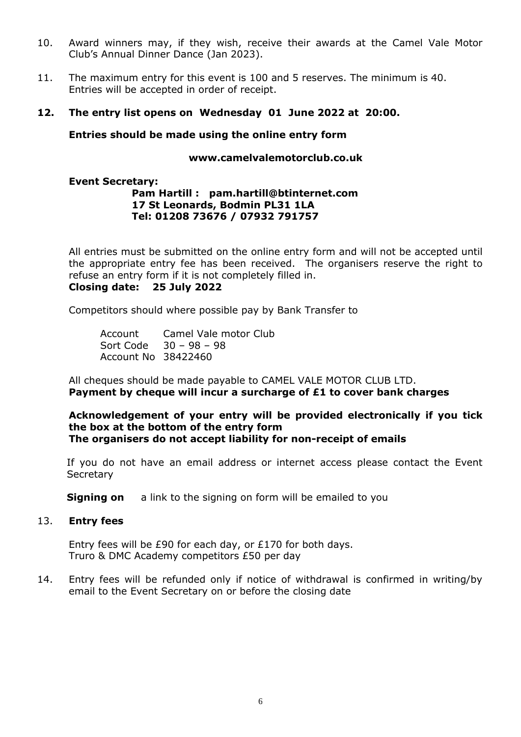10. Award winners may, if they wish, receive their awards at the Camel Vale Motor Club's Annual Dinner Dance (Jan 2023).

11. The maximum entry for this event is 100 and 5 reserves. The minimum is 40. Entries will be accepted in order of receipt.

**12. The entry list opens on Wednesday 01 June 2022 at 20:00.**

**Entries should be made using the online entry form**

**www.camelvalemotorclub.co.uk**

**Event Secretary:**

**Pam Hartill : pam.hartill@btinternet.com**
**17 St Leonards, Bodmin PL31 1LA**
**Tel: 01208 73676 / 07932 791757**

All entries must be submitted on the online entry form and will not be accepted until the appropriate entry fee has been received. The organisers reserve the right to refuse an entry form if it is not completely filled in.

**Closing date: 25 July 2022**

Competitors should where possible pay by Bank Transfer to

Account Camel Vale motor Club
Sort Code 30 – 98 – 98
Account No 38422460

All cheques should be made payable to CAMEL VALE MOTOR CLUB LTD.
**Payment by cheque will incur a surcharge of £1 to cover bank charges**

**Acknowledgement of your entry will be provided electronically if you tick the box at the bottom of the entry form**
**The organisers do not accept liability for non-receipt of emails**

If you do not have an email address or internet access please contact the Event Secretary

**Signing on** a link to the signing on form will be emailed to you

13. **Entry fees**

Entry fees will be £90 for each day, or £170 for both days.
Truro & DMC Academy competitors £50 per day

14. Entry fees will be refunded only if notice of withdrawal is confirmed in writing/by email to the Event Secretary on or before the closing date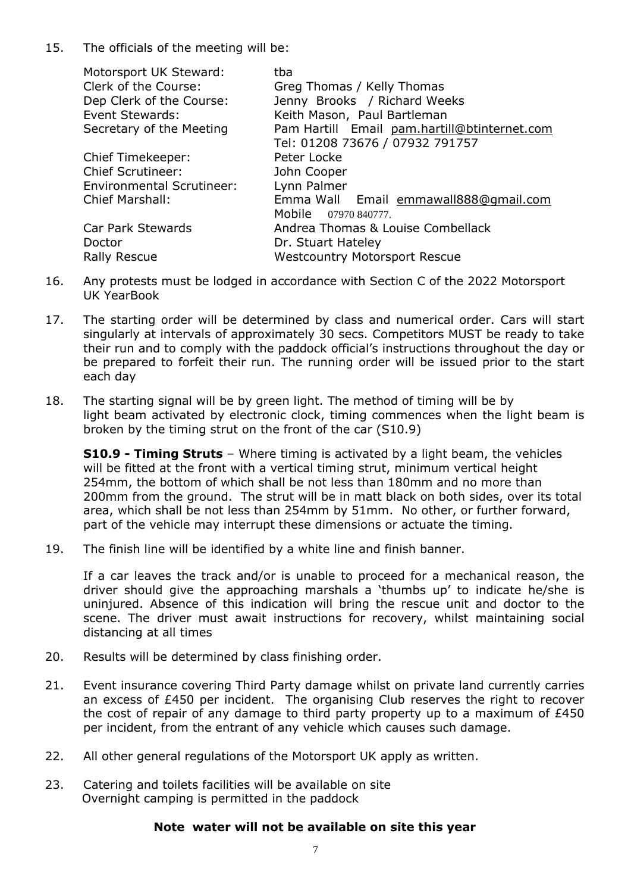15. The officials of the meeting will be:

| | |
|---|---|
| Motorsport UK Steward: | tba |
| Clerk of the Course: | Greg Thomas / Kelly Thomas |
| Dep Clerk of the Course: | Jenny Brooks / Richard Weeks |
| Event Stewards: | Keith Mason, Paul Bartleman |
| Secretary of the Meeting | Pam Hartill Email pam.hartill@btinternet.com Tel: 01208 73676 / 07932 791757 |
| Chief Timekeeper: | Peter Locke |
| Chief Scrutineer: | John Cooper |
| Environmental Scrutineer: | Lynn Palmer |
| Chief Marshall: | Emma Wall Email emmawall888@gmail.com Mobile 07970 840777. |
| Car Park Stewards | Andrea Thomas & Louise Combellack |
| Doctor | Dr. Stuart Hateley |
| Rally Rescue | Westcountry Motorsport Rescue |

16. Any protests must be lodged in accordance with Section C of the 2022 Motorsport UK YearBook

17. The starting order will be determined by class and numerical order. Cars will start singularly at intervals of approximately 30 secs. Competitors MUST be ready to take their run and to comply with the paddock official's instructions throughout the day or be prepared to forfeit their run. The running order will be issued prior to the start each day

18. The starting signal will be by green light. The method of timing will be by light beam activated by electronic clock, timing commences when the light beam is broken by the timing strut on the front of the car (S10.9)

    **S10.9 - Timing Struts** – Where timing is activated by a light beam, the vehicles will be fitted at the front with a vertical timing strut, minimum vertical height 254mm, the bottom of which shall be not less than 180mm and no more than 200mm from the ground. The strut will be in matt black on both sides, over its total area, which shall be not less than 254mm by 51mm. No other, or further forward, part of the vehicle may interrupt these dimensions or actuate the timing.

19. The finish line will be identified by a white line and finish banner.

    If a car leaves the track and/or is unable to proceed for a mechanical reason, the driver should give the approaching marshals a 'thumbs up' to indicate he/she is uninjured. Absence of this indication will bring the rescue unit and doctor to the scene. The driver must await instructions for recovery, whilst maintaining social distancing at all times

20. Results will be determined by class finishing order.

21. Event insurance covering Third Party damage whilst on private land currently carries an excess of £450 per incident. The organising Club reserves the right to recover the cost of repair of any damage to third party property up to a maximum of £450 per incident, from the entrant of any vehicle which causes such damage.

22. All other general regulations of the Motorsport UK apply as written.

23. Catering and toilets facilities will be available on site
    Overnight camping is permitted in the paddock

**Note water will not be available on site this year**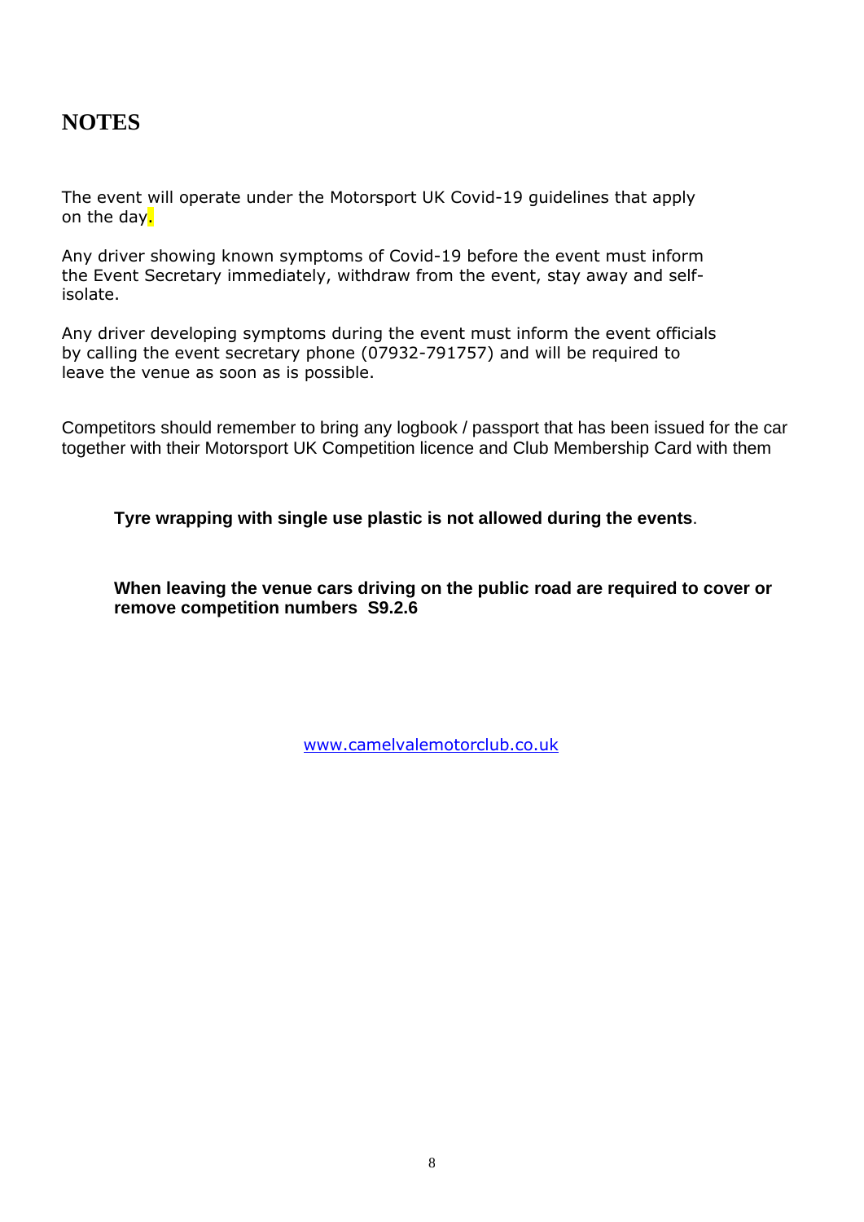## NOTES

The event will operate under the Motorsport UK Covid-19 guidelines that apply on the day.

Any driver showing known symptoms of Covid-19 before the event must inform the Event Secretary immediately, withdraw from the event, stay away and self-isolate.

Any driver developing symptoms during the event must inform the event officials by calling the event secretary phone (07932-791757) and will be required to leave the venue as soon as is possible.

Competitors should remember to bring any logbook / passport that has been issued for the car together with their Motorsport UK Competition licence and Club Membership Card with them

**Tyre wrapping with single use plastic is not allowed during the events**.

**When leaving the venue cars driving on the public road are required to cover or remove competition numbers S9.2.6**

www.camelvalemotorclub.co.uk